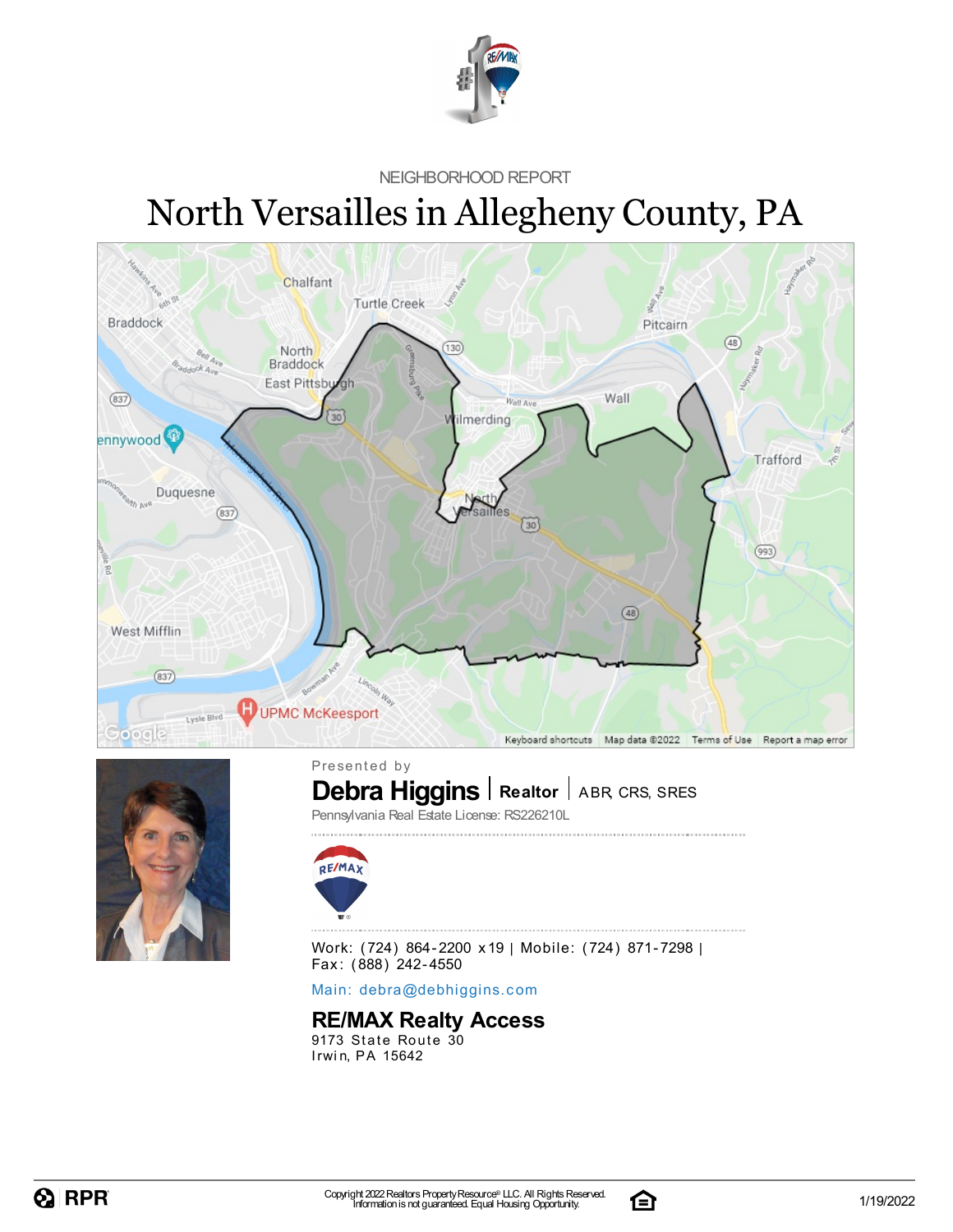NEIGHBORHOOD REPORT

# North Versailles in Allegheny County, PA

Presented by

**Debra Higgins** | **Realtor** | ABR, CRS, SRES

Pennsylvania Real Estate License: RS226210L

Work: (724) 864-2200 x19 | Mobile: (724) 871-7298 | Fax: (888) 242-4550

Main: debra@debhiggins.com

**RE/MAX Realty Access**

9173 State Route 30
Irwin, PA 15642

Copyright 2022 Realtors Property Resource® LLC. All Rights Reserved.
Information is not guaranteed. Equal Housing Opportunity.

1/19/2022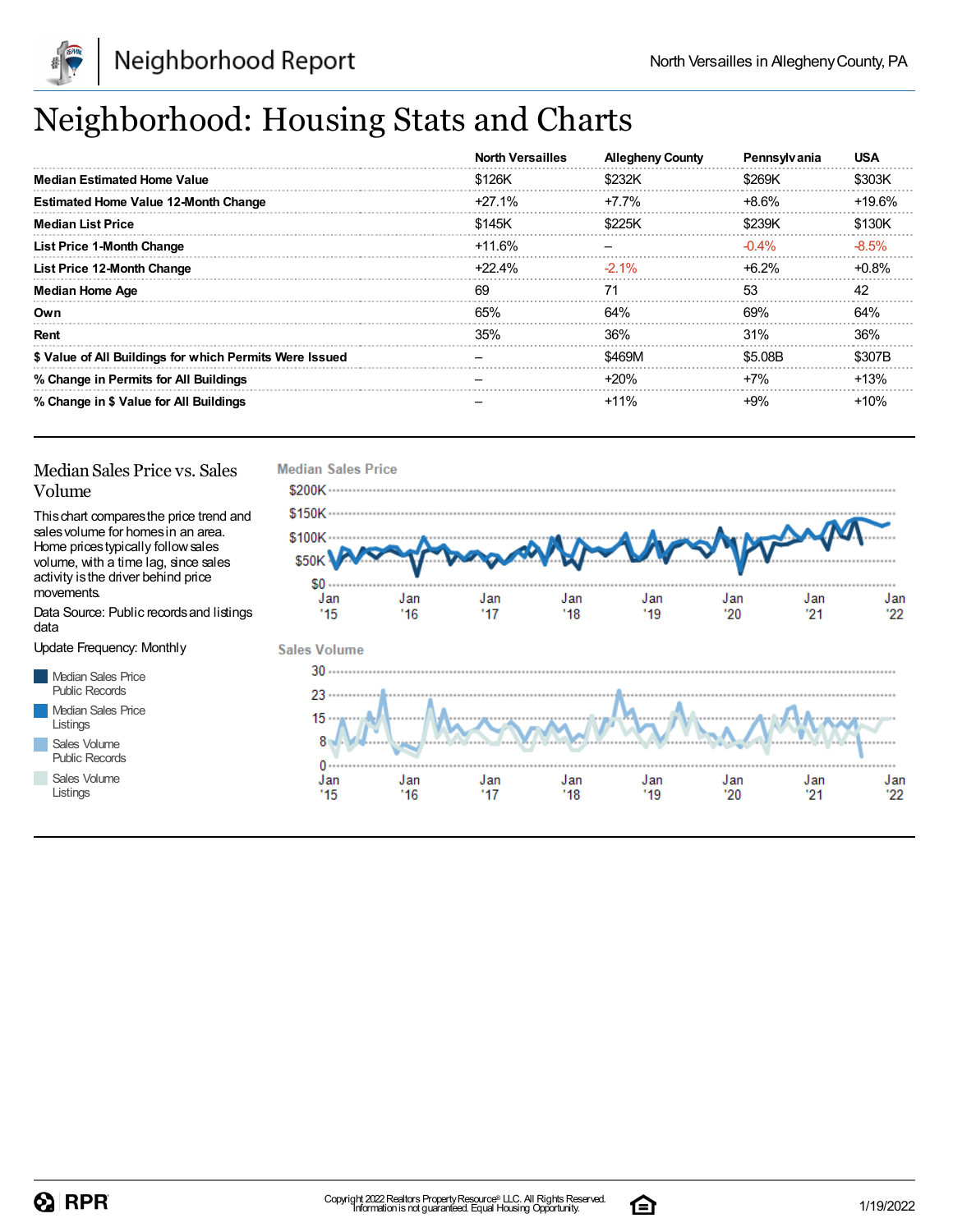# Neighborhood: Housing Stats and Charts

| | North Versailles | Allegheny County | Pennsylvania | USA |
|---|---|---|---|---|
| **Median Estimated Home Value** | $126K | $232K | $269K | $303K |
| **Estimated Home Value 12-Month Change** | +27.1% | +7.7% | +8.6% | +19.6% |
| **Median List Price** | $145K | $225K | $239K | $130K |
| **List Price 1-Month Change** | +11.6% | – | -0.4% | -8.5% |
| **List Price 12-Month Change** | +22.4% | -2.1% | +6.2% | +0.8% |
| **Median Home Age** | 69 | 71 | 53 | 42 |
| **Own** | 65% | 64% | 69% | 64% |
| **Rent** | 35% | 36% | 31% | 36% |
| **$ Value of All Buildings for which Permits Were Issued** | – | $469M | $5.08B | $307B |
| **% Change in Permits for All Buildings** | – | +20% | +7% | +13% |
| **% Change in $ Value for All Buildings** | – | +11% | +9% | +10% |

## Median Sales Price vs. Sales Volume

This chart compares the price trend and sales volume for homes in an area. Home prices typically follow sales volume, with a time lag, since sales activity is the driver behind price movements.

Data Source: Public records and listings data

Update Frequency: Monthly

- Median Sales Price Public Records
- Median Sales Price Listings
- Sales Volume Public Records
- Sales Volume Listings

**Median Sales Price**

$200K, $150K, $100K, $50K, $0

Jan '15, Jan '16, Jan '17, Jan '18, Jan '19, Jan '20, Jan '21, Jan '22

**Sales Volume**

30, 23, 15, 8, 0

Jan '15, Jan '16, Jan '17, Jan '18, Jan '19, Jan '20, Jan '21, Jan '22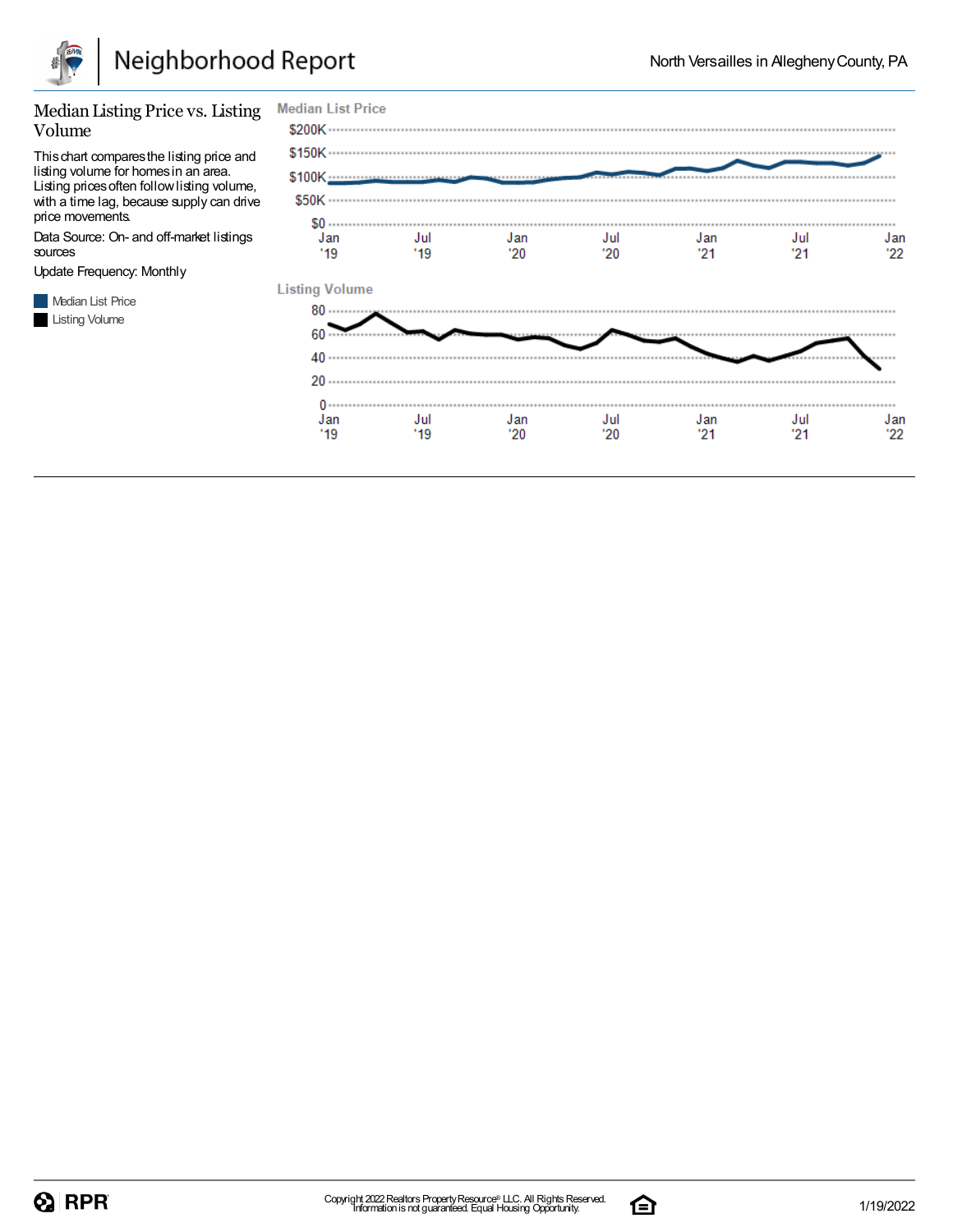## Median Listing Price vs. Listing Volume

This chart compares the listing price and listing volume for homes in an area. Listing prices often follow listing volume, with a time lag, because supply can drive price movements.

Data Source: On- and off-market listings sources

Update Frequency: Monthly

Median List Price

Listing Volume

**Median List Price**

$200K
$150K
$100K
$50K
$0

Jan '19 | Jul '19 | Jan '20 | Jul '20 | Jan '21 | Jul '21 | Jan '22

**Listing Volume**

80
60
40
20
0

Jan '19 | Jul '19 | Jan '20 | Jul '20 | Jan '21 | Jul '21 | Jan '22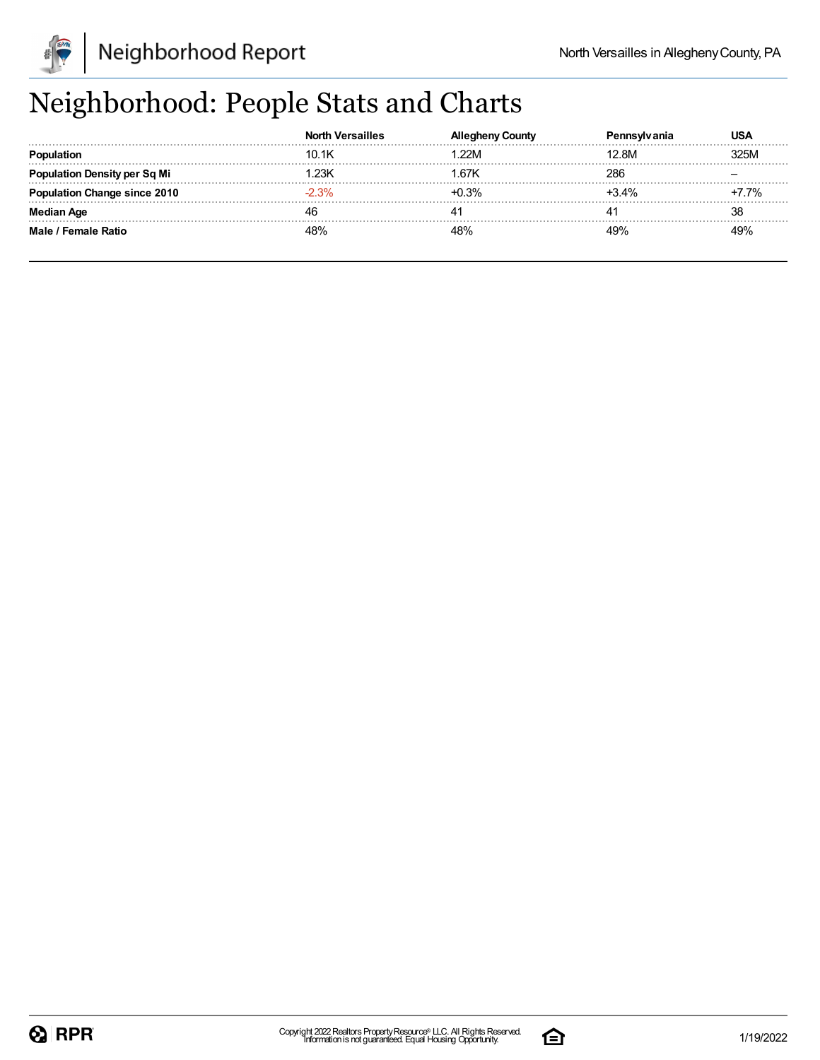# Neighborhood: People Stats and Charts

| | North Versailles | Allegheny County | Pennsylvania | USA |
|---|---|---|---|---|
| **Population** | 10.1K | 1.22M | 12.8M | 325M |
| **Population Density per Sq Mi** | 1.23K | 1.67K | 286 | – |
| **Population Change since 2010** | -2.3% | +0.3% | +3.4% | +7.7% |
| **Median Age** | 46 | 41 | 41 | 38 |
| **Male / Female Ratio** | 48% | 48% | 49% | 49% |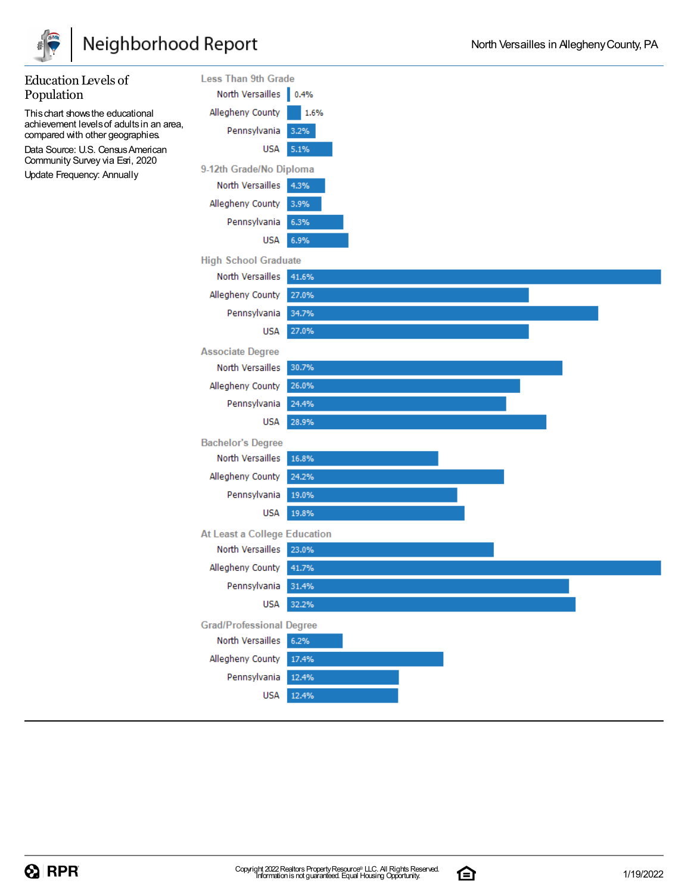## Education Levels of Population

This chart shows the educational achievement levels of adults in an area, compared with other geographies.

Data Source: U.S. Census American Community Survey via Esri, 2020

Update Frequency: Annually

| Education Level | North Versailles | Allegheny County | Pennsylvania | USA |
|---|---|---|---|---|
| Less Than 9th Grade | 0.4% | 1.6% | 3.2% | 5.1% |
| 9-12th Grade/No Diploma | 4.3% | 3.9% | 6.3% | 6.9% |
| High School Graduate | 41.6% | 27.0% | 34.7% | 27.0% |
| Associate Degree | 30.7% | 26.0% | 24.4% | 28.9% |
| Bachelor's Degree | 16.8% | 24.2% | 19.0% | 19.8% |
| At Least a College Education | 23.0% | 41.7% | 31.4% | 32.2% |
| Grad/Professional Degree | 6.2% | 17.4% | 12.4% | 12.4% |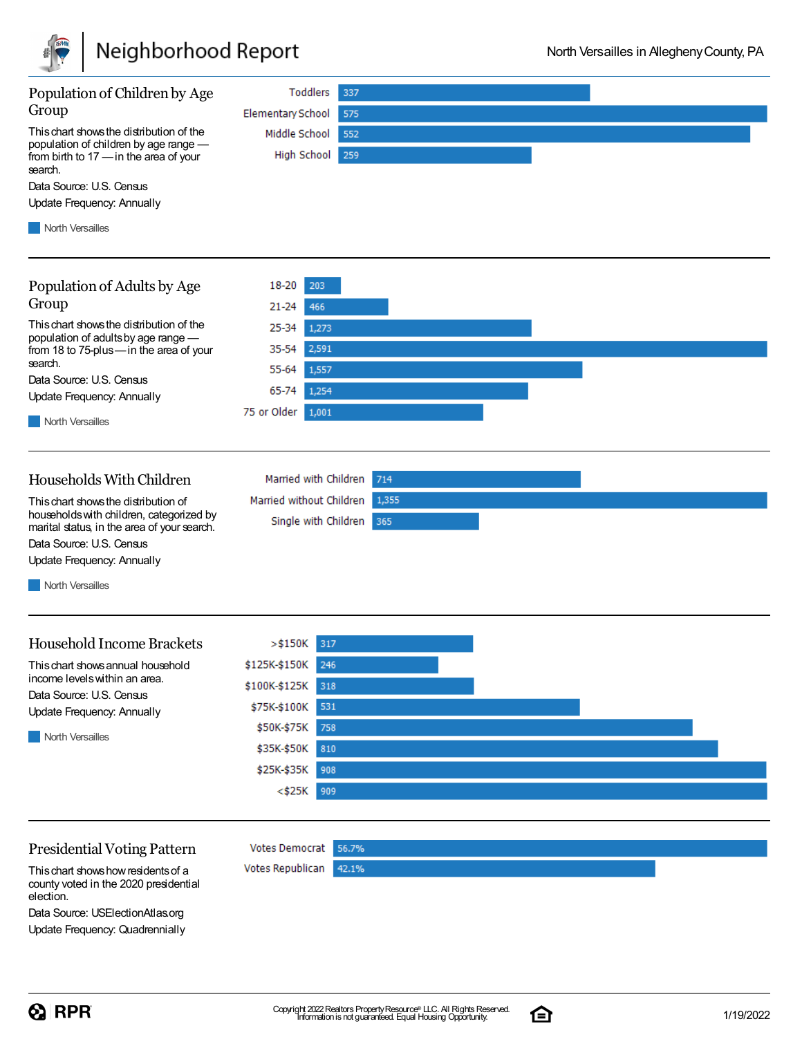## Population of Children by Age Group

This chart shows the distribution of the population of children by age range — from birth to 17 — in the area of your search.

Data Source: U.S. Census

Update Frequency: Annually

| Age Group | North Versailles |
|---|---|
| Toddlers | 337 |
| Elementary School | 575 |
| Middle School | 552 |
| High School | 259 |

## Population of Adults by Age Group

This chart shows the distribution of the population of adults by age range — from 18 to 75-plus — in the area of your search.

Data Source: U.S. Census

Update Frequency: Annually

| Age Group | North Versailles |
|---|---|
| 18-20 | 203 |
| 21-24 | 466 |
| 25-34 | 1,273 |
| 35-54 | 2,591 |
| 55-64 | 1,557 |
| 65-74 | 1,254 |
| 75 or Older | 1,001 |

## Households With Children

This chart shows the distribution of households with children, categorized by marital status, in the area of your search.

Data Source: U.S. Census

Update Frequency: Annually

| Household Type | North Versailles |
|---|---|
| Married with Children | 714 |
| Married without Children | 1,355 |
| Single with Children | 365 |

## Household Income Brackets

This chart shows annual household income levels within an area.

Data Source: U.S. Census

Update Frequency: Annually

| Income Bracket | North Versailles |
|---|---|
| >$150K | 317 |
| $125K-$150K | 246 |
| $100K-$125K | 318 |
| $75K-$100K | 531 |
| $50K-$75K | 758 |
| $35K-$50K | 810 |
| $25K-$35K | 908 |
| <$25K | 909 |

## Presidential Voting Pattern

This chart shows how residents of a county voted in the 2020 presidential election.

Data Source: USElectionAtlas.org

Update Frequency: Quadrennially

| Vote | Percentage |
|---|---|
| Votes Democrat | 56.7% |
| Votes Republican | 42.1% |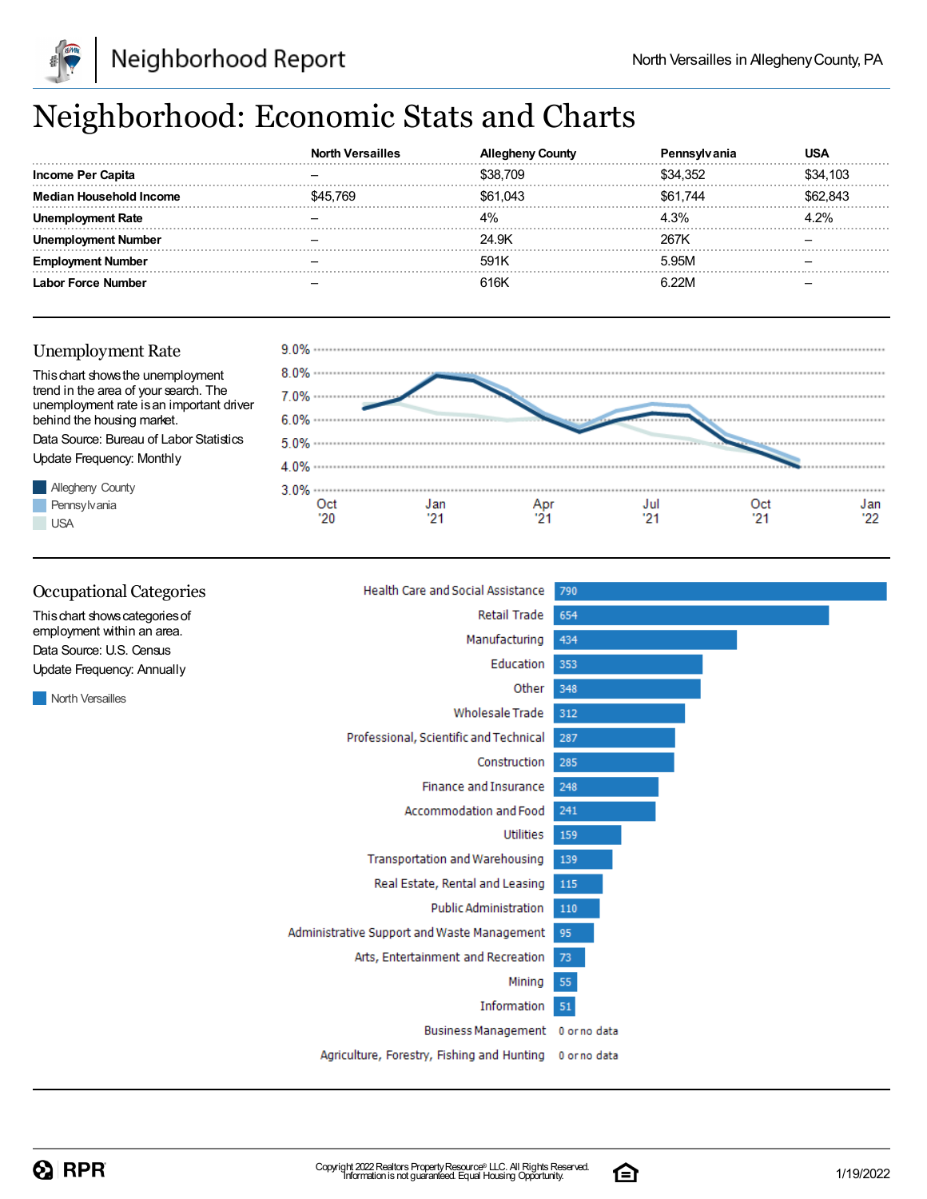# Neighborhood: Economic Stats and Charts

| | North Versailles | Allegheny County | Pennsylvania | USA |
|---|---|---|---|---|
| **Income Per Capita** | – | $38,709 | $34,352 | $34,103 |
| **Median Household Income** | $45,769 | $61,043 | $61,744 | $62,843 |
| **Unemployment Rate** | – | 4% | 4.3% | 4.2% |
| **Unemployment Number** | – | 24.9K | 267K | – |
| **Employment Number** | – | 591K | 5.95M | – |
| **Labor Force Number** | – | 616K | 6.22M | – |

## Unemployment Rate

This chart shows the unemployment trend in the area of your search. The unemployment rate is an important driver behind the housing market.

Data Source: Bureau of Labor Statistics

Update Frequency: Monthly

Allegheny County
Pennsylvania
USA

9.0%
8.0%
7.0%
6.0%
5.0%
4.0%
3.0%

Oct '20 | Jan '21 | Apr '21 | Jul '21 | Oct '21 | Jan '22

## Occupational Categories

This chart shows categories of employment within an area.

Data Source: U.S. Census

Update Frequency: Annually

North Versailles

| Category | North Versailles |
|---|---|
| Health Care and Social Assistance | 790 |
| Retail Trade | 654 |
| Manufacturing | 434 |
| Education | 353 |
| Other | 348 |
| Wholesale Trade | 312 |
| Professional, Scientific and Technical | 287 |
| Construction | 285 |
| Finance and Insurance | 248 |
| Accommodation and Food | 241 |
| Utilities | 159 |
| Transportation and Warehousing | 139 |
| Real Estate, Rental and Leasing | 115 |
| Public Administration | 110 |
| Administrative Support and Waste Management | 95 |
| Arts, Entertainment and Recreation | 73 |
| Mining | 55 |
| Information | 51 |
| Business Management | 0 or no data |
| Agriculture, Forestry, Fishing and Hunting | 0 or no data |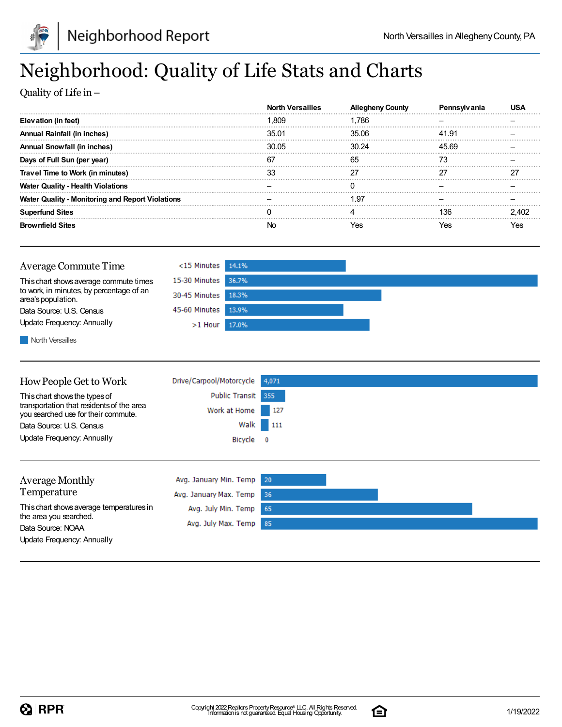# Neighborhood: Quality of Life Stats and Charts

Quality of Life in –

| | North Versailles | Allegheny County | Pennsylvania | USA |
|---|---|---|---|---|
| **Elevation (in feet)** | 1,809 | 1,786 | – | – |
| **Annual Rainfall (in inches)** | 35.01 | 35.06 | 41.91 | – |
| **Annual Snowfall (in inches)** | 30.05 | 30.24 | 45.69 | – |
| **Days of Full Sun (per year)** | 67 | 65 | 73 | – |
| **Travel Time to Work (in minutes)** | 33 | 27 | 27 | 27 |
| **Water Quality - Health Violations** | – | 0 | – | – |
| **Water Quality - Monitoring and Report Violations** | – | 1.97 | – | – |
| **Superfund Sites** | 0 | 4 | 136 | 2,402 |
| **Brownfield Sites** | No | Yes | Yes | Yes |

## Average Commute Time

This chart shows average commute times to work, in minutes, by percentage of an area's population.

Data Source: U.S. Census

Update Frequency: Annually

| | North Versailles |
|---|---|
| <15 Minutes | 14.1% |
| 15-30 Minutes | 36.7% |
| 30-45 Minutes | 18.3% |
| 45-60 Minutes | 13.9% |
| >1 Hour | 17.0% |

## How People Get to Work

This chart shows the types of transportation that residents of the area you searched use for their commute.

Data Source: U.S. Census

Update Frequency: Annually

| | |
|---|---|
| Drive/Carpool/Motorcycle | 4,071 |
| Public Transit | 355 |
| Work at Home | 127 |
| Walk | 111 |
| Bicycle | 0 |

## Average Monthly Temperature

This chart shows average temperatures in the area you searched.

Data Source: NOAA

Update Frequency: Annually

| | |
|---|---|
| Avg. January Min. Temp | 20 |
| Avg. January Max. Temp | 36 |
| Avg. July Min. Temp | 65 |
| Avg. July Max. Temp | 85 |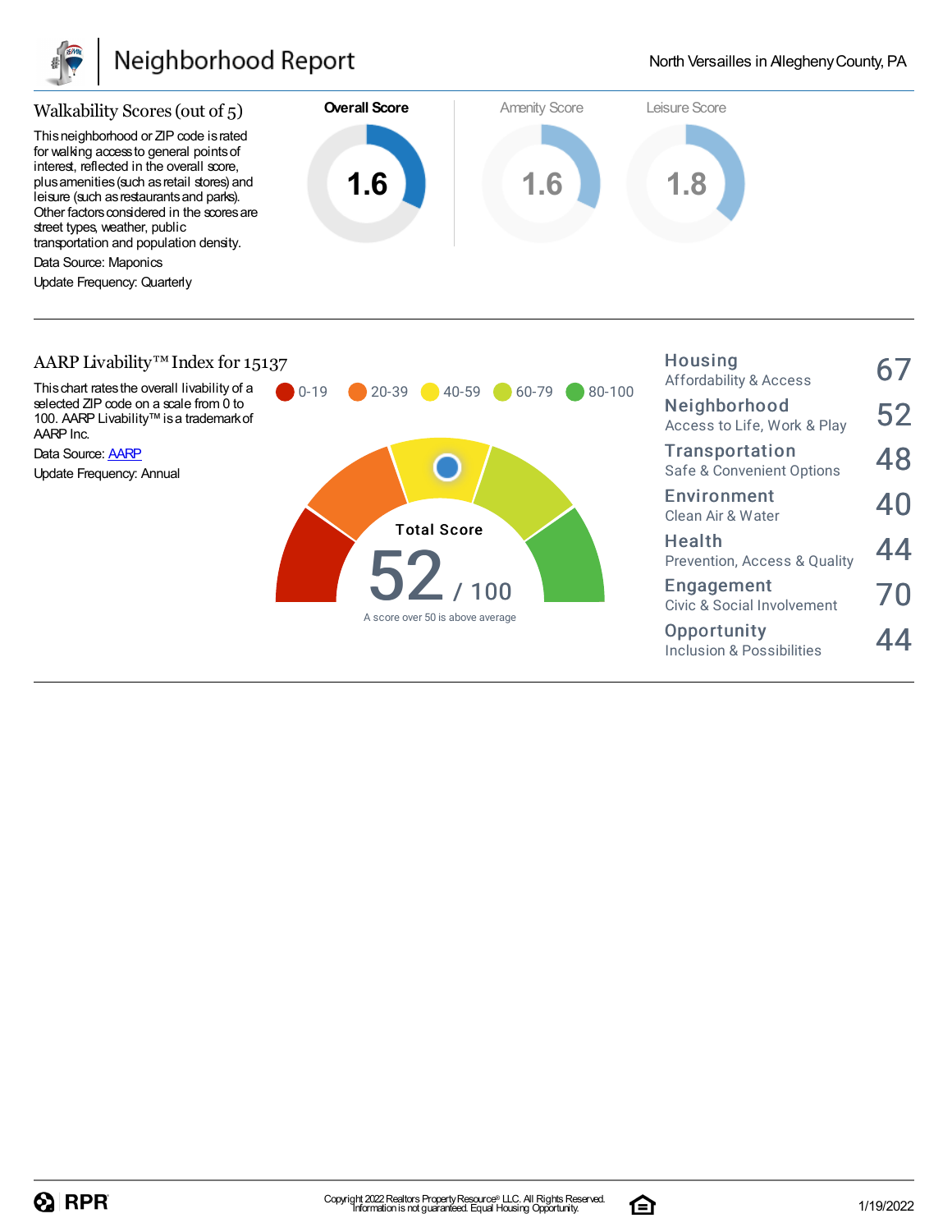# Neighborhood Report

North Versailles in Allegheny County, PA

## Walkability Scores (out of 5)

This neighborhood or ZIP code is rated for walking access to general points of interest, reflected in the overall score, plus amenities (such as retail stores) and leisure (such as restaurants and parks). Other factors considered in the scores are street types, weather, public transportation and population density.

Data Source: Maponics

Update Frequency: Quarterly

| Overall Score | Amenity Score | Leisure Score |
|---|---|---|
| 1.6 | 1.6 | 1.8 |

## AARP Livability™ Index for 15137

This chart rates the overall livability of a selected ZIP code on a scale from 0 to 100. AARP Livability™ is a trademark of AARP Inc.

Data Source: AARP

Update Frequency: Annual

0-19 | 20-39 | 40-59 | 60-79 | 80-100

**Total Score**

**52** / 100

A score over 50 is above average

| Category | Score |
|---|---|
| **Housing** Affordability & Access | 67 |
| **Neighborhood** Access to Life, Work & Play | 52 |
| **Transportation** Safe & Convenient Options | 48 |
| **Environment** Clean Air & Water | 40 |
| **Health** Prevention, Access & Quality | 44 |
| **Engagement** Civic & Social Involvement | 70 |
| **Opportunity** Inclusion & Possibilities | 44 |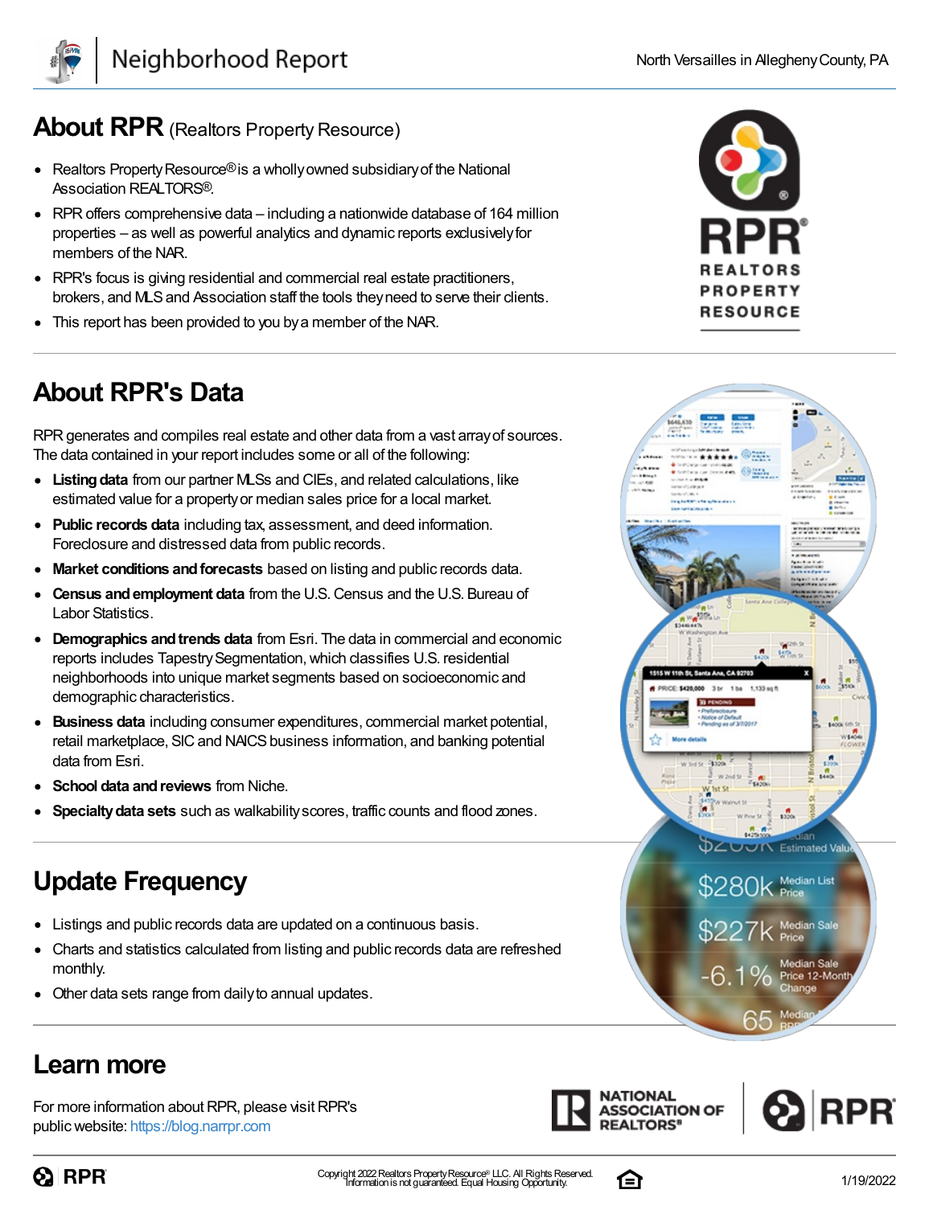# About RPR (Realtors Property Resource)

- Realtors Property Resource® is a wholly owned subsidiary of the National Association REALTORS®.
- RPR offers comprehensive data – including a nationwide database of 164 million properties – as well as powerful analytics and dynamic reports exclusively for members of the NAR.
- RPR's focus is giving residential and commercial real estate practitioners, brokers, and MLS and Association staff the tools they need to serve their clients.
- This report has been provided to you by a member of the NAR.

# About RPR's Data

RPR generates and compiles real estate and other data from a vast array of sources. The data contained in your report includes some or all of the following:

- **Listing data** from our partner MLSs and CIEs, and related calculations, like estimated value for a property or median sales price for a local market.
- **Public records data** including tax, assessment, and deed information. Foreclosure and distressed data from public records.
- **Market conditions and forecasts** based on listing and public records data.
- **Census and employment data** from the U.S. Census and the U.S. Bureau of Labor Statistics.
- **Demographics and trends data** from Esri. The data in commercial and economic reports includes Tapestry Segmentation, which classifies U.S. residential neighborhoods into unique market segments based on socioeconomic and demographic characteristics.
- **Business data** including consumer expenditures, commercial market potential, retail marketplace, SIC and NAICS business information, and banking potential data from Esri.
- **School data and reviews** from Niche.
- **Specialty data sets** such as walkability scores, traffic counts and flood zones.

# Update Frequency

- Listings and public records data are updated on a continuous basis.
- Charts and statistics calculated from listing and public records data are refreshed monthly.
- Other data sets range from daily to annual updates.

# Learn more

For more information about RPR, please visit RPR's public website: https://blog.narrpr.com